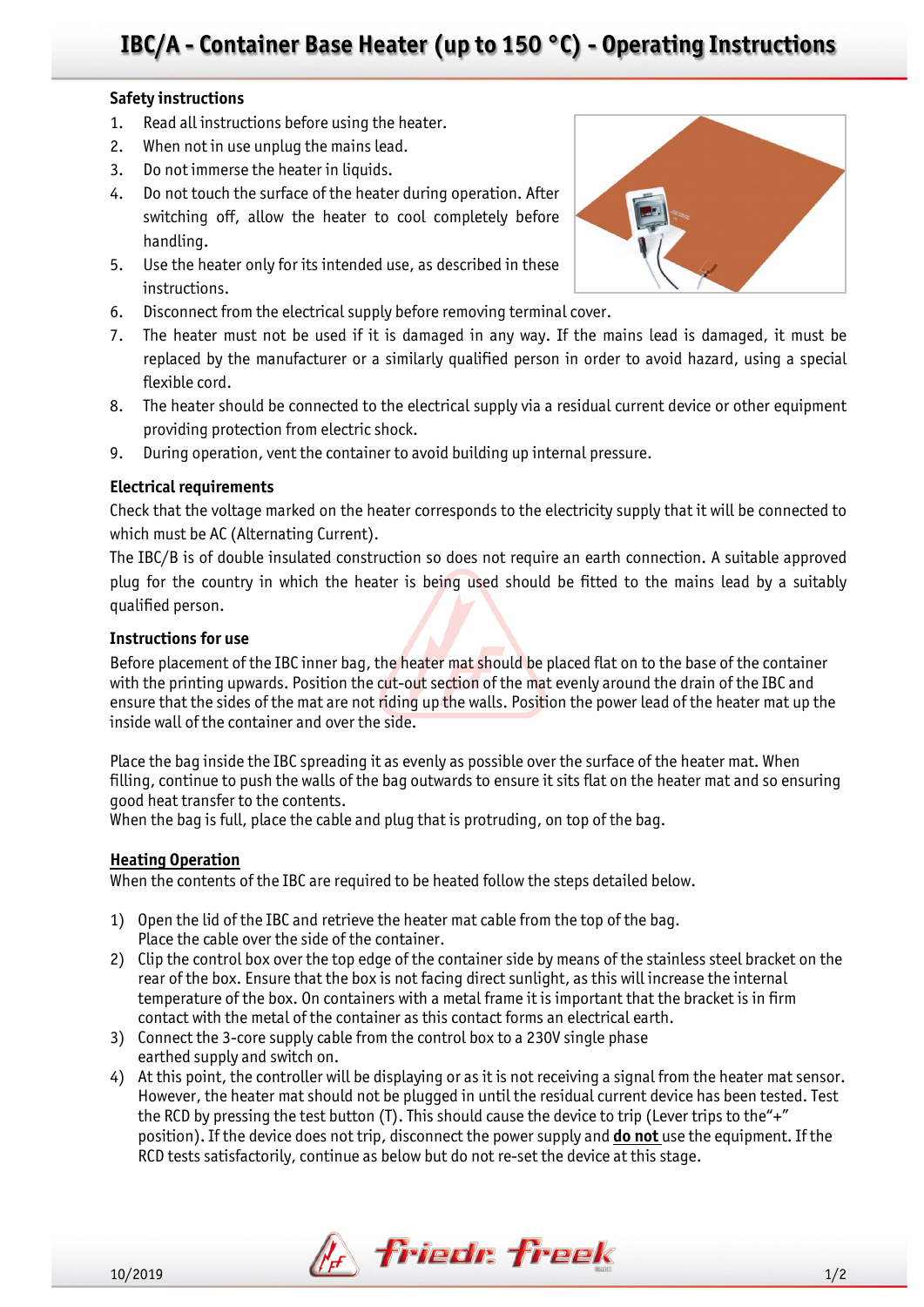# IBC/A - Container Base Heater (up to 150 °C) - Operating Instructions

**Safety instructions**

1. Read all instructions before using the heater.
2. When not in use unplug the mains lead.
3. Do not immerse the heater in liquids.
4. Do not touch the surface of the heater during operation. After switching off, allow the heater to cool completely before handling.
5. Use the heater only for its intended use, as described in these instructions.
6. Disconnect from the electrical supply before removing terminal cover.
7. The heater must not be used if it is damaged in any way. If the mains lead is damaged, it must be replaced by the manufacturer or a similarly qualified person in order to avoid hazard, using a special flexible cord.
8. The heater should be connected to the electrical supply via a residual current device or other equipment providing protection from electric shock.
9. During operation, vent the container to avoid building up internal pressure.

**Electrical requirements**

Check that the voltage marked on the heater corresponds to the electricity supply that it will be connected to which must be AC (Alternating Current).

The IBC/B is of double insulated construction so does not require an earth connection. A suitable approved plug for the country in which the heater is being used should be fitted to the mains lead by a suitably qualified person.

**Instructions for use**

Before placement of the IBC inner bag, the heater mat should be placed flat on to the base of the container with the printing upwards. Position the cut-out section of the mat evenly around the drain of the IBC and ensure that the sides of the mat are not riding up the walls. Position the power lead of the heater mat up the inside wall of the container and over the side.

Place the bag inside the IBC spreading it as evenly as possible over the surface of the heater mat. When filling, continue to push the walls of the bag outwards to ensure it sits flat on the heater mat and so ensuring good heat transfer to the contents.
When the bag is full, place the cable and plug that is protruding, on top of the bag.

**Heating Operation**

When the contents of the IBC are required to be heated follow the steps detailed below.

1) Open the lid of the IBC and retrieve the heater mat cable from the top of the bag. Place the cable over the side of the container.
2) Clip the control box over the top edge of the container side by means of the stainless steel bracket on the rear of the box. Ensure that the box is not facing direct sunlight, as this will increase the internal temperature of the box. On containers with a metal frame it is important that the bracket is in firm contact with the metal of the container as this contact forms an electrical earth.
3) Connect the 3-core supply cable from the control box to a 230V single phase earthed supply and switch on.
4) At this point, the controller will be displaying or as it is not receiving a signal from the heater mat sensor. However, the heater mat should not be plugged in until the residual current device has been tested. Test the RCD by pressing the test button (T). This should cause the device to trip (Lever trips to the"+" position). If the device does not trip, disconnect the power supply and **do not** use the equipment. If the RCD tests satisfactorily, continue as below but do not re-set the device at this stage.

10/2019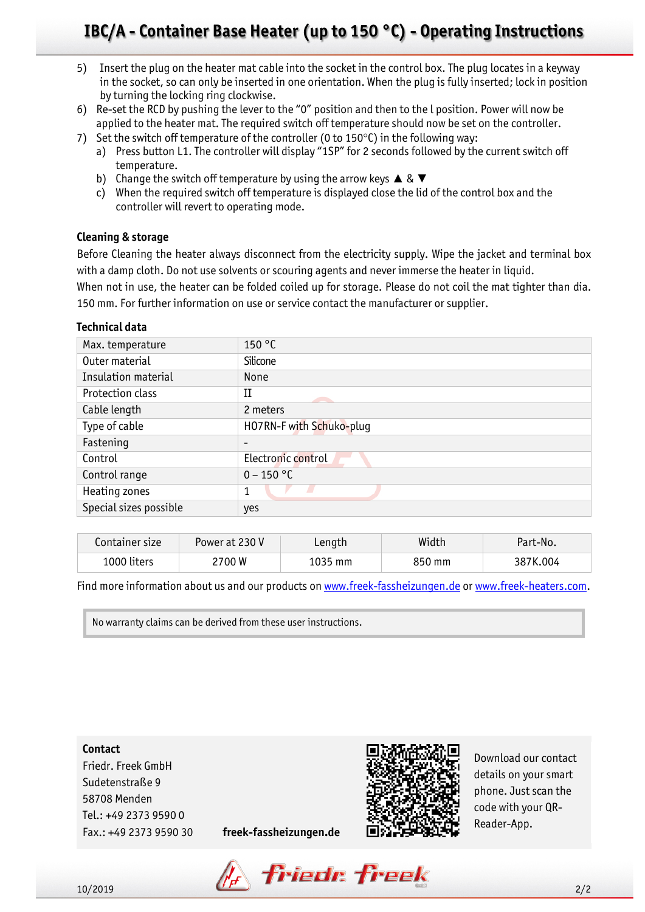5) Insert the plug on the heater mat cable into the socket in the control box. The plug locates in a keyway in the socket, so can only be inserted in one orientation. When the plug is fully inserted; lock in position by turning the locking ring clockwise.
6) Re-set the RCD by pushing the lever to the “0” position and then to the l position. Power will now be applied to the heater mat. The required switch off temperature should now be set on the controller.
7) Set the switch off temperature of the controller (0 to 150°C) in the following way:
   a) Press button L1. The controller will display “1SP” for 2 seconds followed by the current switch off temperature.
   b) Change the switch off temperature by using the arrow keys ▲ & ▼
   c) When the required switch off temperature is displayed close the lid of the control box and the controller will revert to operating mode.

### Cleaning & storage

Before Cleaning the heater always disconnect from the electricity supply. Wipe the jacket and terminal box with a damp cloth. Do not use solvents or scouring agents and never immerse the heater in liquid.
When not in use, the heater can be folded coiled up for storage. Please do not coil the mat tighter than dia. 150 mm. For further information on use or service contact the manufacturer or supplier.

### Technical data

| | |
|---|---|
| Max. temperature | 150 °C |
| Outer material | Silicone |
| Insulation material | None |
| Protection class | II |
| Cable length | 2 meters |
| Type of cable | H07RN-F with Schuko-plug |
| Fastening | - |
| Control | Electronic control |
| Control range | 0 – 150 °C |
| Heating zones | 1 |
| Special sizes possible | yes |

| Container size | Power at 230 V | Length | Width | Part-No. |
|---|---|---|---|---|
| 1000 liters | 2700 W | 1035 mm | 850 mm | 387K.004 |

Find more information about us and our products on www.freek-fassheizungen.de or www.freek-heaters.com.

No warranty claims can be derived from these user instructions.

**Contact**
Friedr. Freek GmbH
Sudetenstraße 9
58708 Menden
Tel.: +49 2373 9590 0
Fax.: +49 2373 9590 30

**freek-fassheizungen.de**

Download our contact details on your smart phone. Just scan the code with your QR-Reader-App.

10/2019